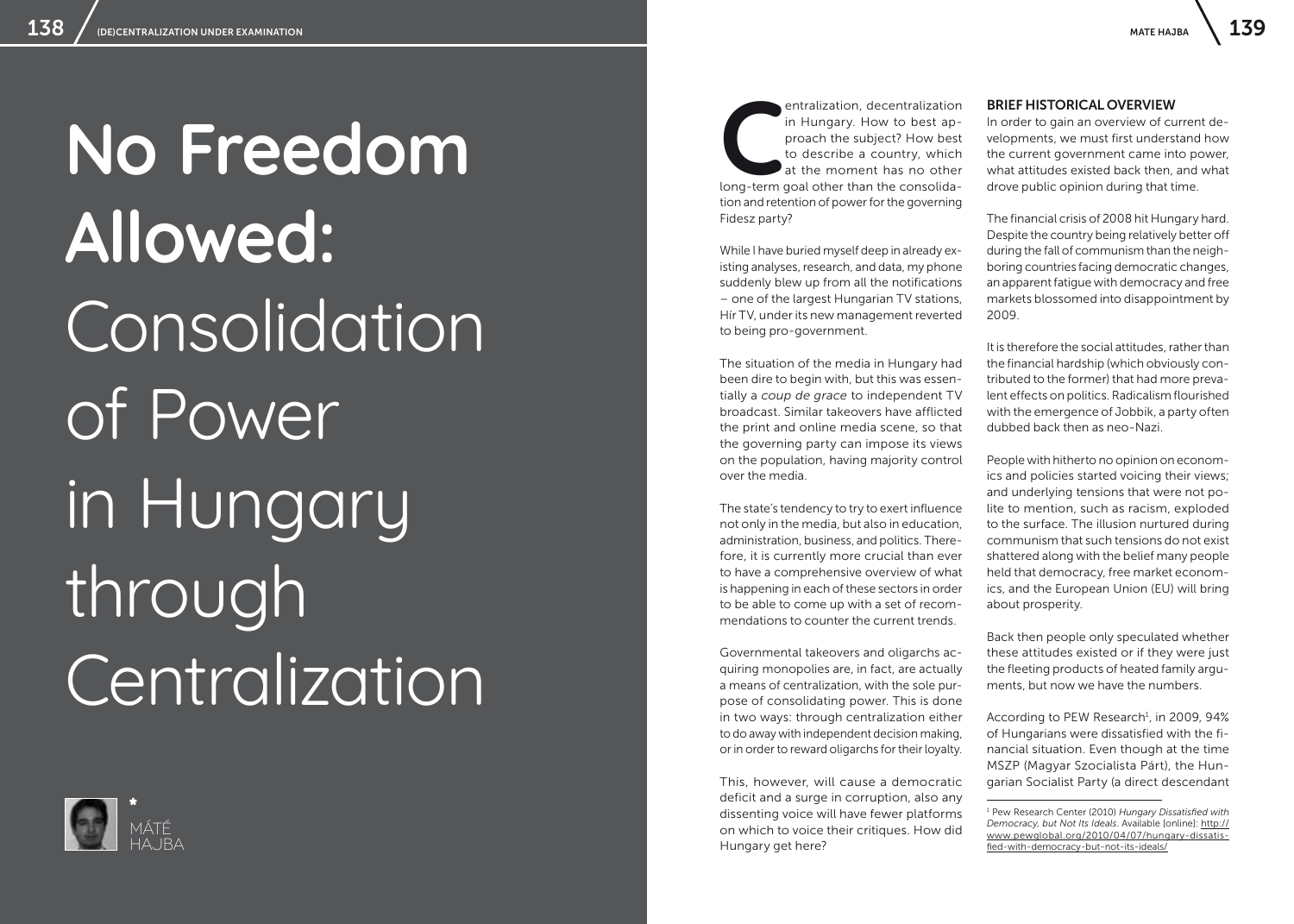# No Freedom Allowed: Consolidation of Power in Hungary through Centralization

\* MÁTÉ HAJBA

Centralization, decentralization in Hungary. How to best approach the subject? How best to describe a country, which at the moment has no other long-term goal other than the consolidation and retention of power for the governing Fidesz party?

While I have buried myself deep in already existing analyses, research, and data, my phone suddenly blew up from all the notifications – one of the largest Hungarian TV stations, Hír TV, under its new management reverted to being pro-government.

The situation of the media in Hungary had been dire to begin with, but this was essentially a *coup de grace* to independent TV broadcast. Similar takeovers have afflicted the print and online media scene, so that the governing party can impose its views on the population, having majority control over the media.

The state's tendency to try to exert influence not only in the media, but also in education, administration, business, and politics. Therefore, it is currently more crucial than ever to have a comprehensive overview of what is happening in each of these sectors in order to be able to come up with a set of recommendations to counter the current trends.

Governmental takeovers and oligarchs acquiring monopolies are, in fact, are actually a means of centralization, with the sole purpose of consolidating power. This is done in two ways: through centralization either to do away with independent decision making, or in order to reward oligarchs for their loyalty.

This, however, will cause a democratic deficit and a surge in corruption, also any dissenting voice will have fewer platforms on which to voice their critiques. How did Hungary get here?

## BRIEF HISTORICAL OVERVIEW

In order to gain an overview of current developments, we must first understand how the current government came into power, what attitudes existed back then, and what drove public opinion during that time.

The financial crisis of 2008 hit Hungary hard. Despite the country being relatively better off during the fall of communism than the neighboring countries facing democratic changes, an apparent fatigue with democracy and free markets blossomed into disappointment by 2009.

It is therefore the social attitudes, rather than the financial hardship (which obviously contributed to the former) that had more prevalent effects on politics. Radicalism flourished with the emergence of Jobbik, a party often dubbed back then as neo-Nazi.

People with hitherto no opinion on economics and policies started voicing their views; and underlying tensions that were not polite to mention, such as racism, exploded to the surface. The illusion nurtured during communism that such tensions do not exist shattered along with the belief many people held that democracy, free market economics, and the European Union (EU) will bring about prosperity.

Back then people only speculated whether these attitudes existed or if they were just the fleeting products of heated family arguments, but now we have the numbers.

According to PEW Research[1], in 2009, 94% of Hungarians were dissatisfied with the financial situation. Even though at the time MSZP (Magyar Szocialista Párt), the Hungarian Socialist Party (a direct descendant

[1] Pew Research Center (2010) *Hungary Dissatisfied with Democracy, but Not Its Ideals*. Available [online]: http://www.pewglobal.org/2010/04/07/hungary-dissatisfied-with-democracy-but-not-its-ideals/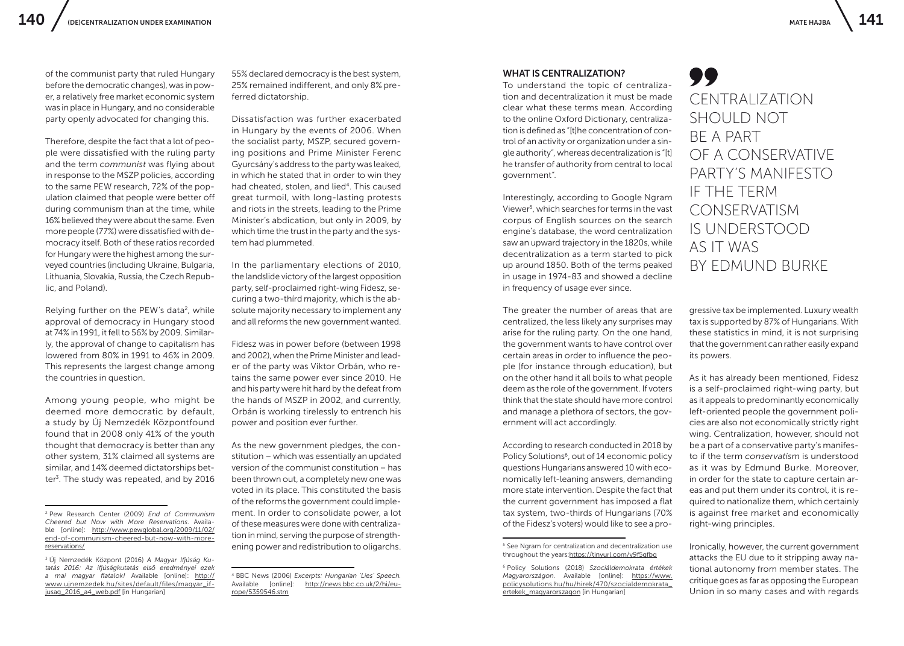of the communist party that ruled Hungary before the democratic changes), was in power, a relatively free market economic system was in place in Hungary, and no considerable party openly advocated for changing this.

Therefore, despite the fact that a lot of people were dissatisfied with the ruling party and the term *communist* was flying about in response to the MSZP policies, according to the same PEW research, 72% of the population claimed that people were better off during communism than at the time, while 16% believed they were about the same. Even more people (77%) were dissatisfied with democracy itself. Both of these ratios recorded for Hungary were the highest among the surveyed countries (including Ukraine, Bulgaria, Lithuania, Slovakia, Russia, the Czech Republic, and Poland).

Relying further on the PEW's data[2], while approval of democracy in Hungary stood at 74% in 1991, it fell to 56% by 2009. Similarly, the approval of change to capitalism has lowered from 80% in 1991 to 46% in 2009. This represents the largest change among the countries in question.

Among young people, who might be deemed more democratic by default, a study by Új Nemzedék Központfound found that in 2008 only 41% of the youth thought that democracy is better than any other system, 31% claimed all systems are similar, and 14% deemed dictatorships better[3]. The study was repeated, and by 2016 55% declared democracy is the best system, 25% remained indifferent, and only 8% preferred dictatorship.

Dissatisfaction was further exacerbated in Hungary by the events of 2006. When the socialist party, MSZP, secured governing positions and Prime Minister Ferenc Gyurcsány's address to the party was leaked, in which he stated that in order to win they had cheated, stolen, and lied[4]. This caused great turmoil, with long-lasting protests and riots in the streets, leading to the Prime Minister's abdication, but only in 2009, by which time the trust in the party and the system had plummeted.

In the parliamentary elections of 2010, the landslide victory of the largest opposition party, self-proclaimed right-wing Fidesz, securing a two-third majority, which is the absolute majority necessary to implement any and all reforms the new government wanted.

Fidesz was in power before (between 1998 and 2002), when the Prime Minister and leader of the party was Viktor Orbán, who retains the same power ever since 2010. He and his party were hit hard by the defeat from the hands of MSZP in 2002, and currently, Orbán is working tirelessly to entrench his power and position ever further.

As the new government pledges, the constitution – which was essentially an updated version of the communist constitution – has been thrown out, a completely new one was voted in its place. This constituted the basis of the reforms the government could implement. In order to consolidate power, a lot of these measures were done with centralization in mind, serving the purpose of strengthening power and redistribution to oligarchs.

## WHAT IS CENTRALIZATION?

To understand the topic of centralization and decentralization it must be made clear what these terms mean. According to the online Oxford Dictionary, centralization is defined as "[t]he concentration of control of an activity or organization under a single authority", whereas decentralization is "[t]he transfer of authority from central to local government".

Interestingly, according to Google Ngram Viewer[5], which searches for terms in the vast corpus of English sources on the search engine's database, the word centralization saw an upward trajectory in the 1820s, while decentralization as a term started to pick up around 1850. Both of the terms peaked in usage in 1974-83 and showed a decline in frequency of usage ever since.

The greater the number of areas that are centralized, the less likely any surprises may arise for the ruling party. On the one hand, the government wants to have control over certain areas in order to influence the people (for instance through education), but on the other hand it all boils to what people deem as the role of the government. If voters think that the state should have more control and manage a plethora of sectors, the government will act accordingly.

According to research conducted in 2018 by Policy Solutions[6], out of 14 economic policy questions Hungarians answered 10 with economically left-leaning answers, demanding more state intervention. Despite the fact that the current government has imposed a flat tax system, two-thirds of Hungarians (70% of the Fidesz's voters) would like to see a progressive tax be implemented. Luxury wealth tax is supported by 87% of Hungarians. With these statistics in mind, it is not surprising that the government can rather easily expand its powers.

> CENTRALIZATION SHOULD NOT BE A PART OF A CONSERVATIVE PARTY'S MANIFESTO IF THE TERM CONSERVATISM IS UNDERSTOOD AS IT WAS BY EDMUND BURKE

As it has already been mentioned, Fidesz is a self-proclaimed right-wing party, but as it appeals to predominantly economically left-oriented people the government policies are also not economically strictly right wing. Centralization, however, should not be a part of a conservative party's manifesto if the term *conservatism* is understood as it was by Edmund Burke. Moreover, in order for the state to capture certain areas and put them under its control, it is required to nationalize them, which certainly is against free market and economically right-wing principles.

Ironically, however, the current government attacks the EU due to it stripping away national autonomy from member states. The critique goes as far as opposing the European Union in so many cases and with regards

---

[2] Pew Research Center (2009) *End of Communism Cheered but Now with More Reservations*. Available [online]: http://www.pewglobal.org/2009/11/02/end-of-communism-cheered-but-now-with-more-reservations/

[3] Új Nemzedék Központ (2016) *A Magyar Ifjúság Kutatás 2016: Az ifjúságkutatás első eredményei ezek a mai magyar fiatalok!* Available [online]: http://www.ujnemzedek.hu/sites/default/files/magyar_ifjusag_2016_a4_web.pdf [in Hungarian]

[4] BBC News (2006) *Excerpts: Hungarian 'Lies' Speech.* Available [online]: http://news.bbc.co.uk/2/hi/europe/5359546.stm

[5] See Ngram for centralization and decentralization use throughout the years: https://tinyurl.com/y9f5qfbq

[6] Policy Solutions (2018) *Szociáldemokrata értékek Magyarországon.* Available [online]: https://www.policysolutions.hu/hu/hirek/470/szocialdemokrata_ertekek_magyarorszagon [in Hungarian]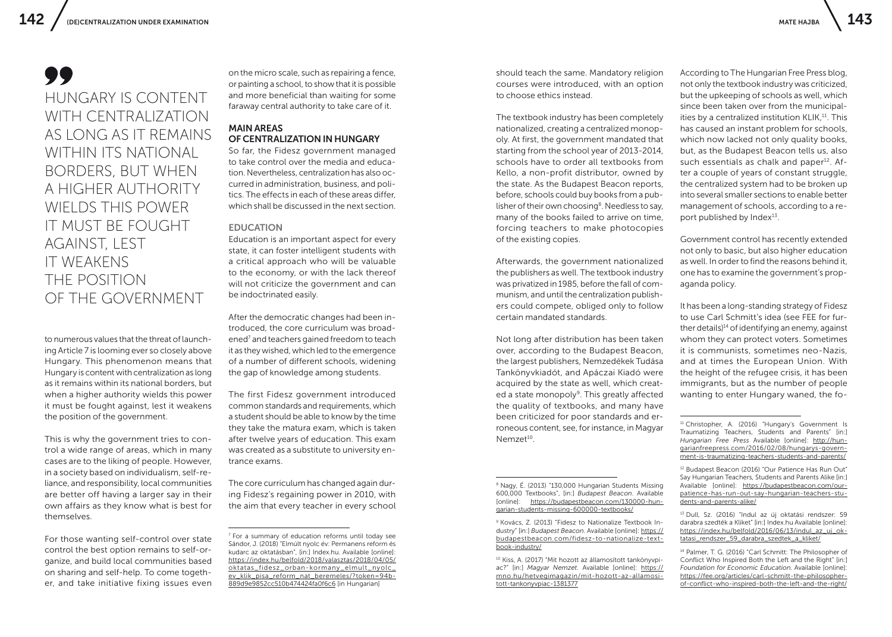> HUNGARY IS CONTENT WITH CENTRALIZATION AS LONG AS IT REMAINS WITHIN ITS NATIONAL BORDERS, BUT WHEN A HIGHER AUTHORITY WIELDS THIS POWER IT MUST BE FOUGHT AGAINST, LEST IT WEAKENS THE POSITION OF THE GOVERNMENT

to numerous values that the threat of launching Article 7 is looming ever so closely above Hungary. This phenomenon means that Hungary is content with centralization as long as it remains within its national borders, but when a higher authority wields this power it must be fought against, lest it weakens the position of the government.

This is why the government tries to control a wide range of areas, which in many cases are to the liking of people. However, in a society based on individualism, self-reliance, and responsibility, local communities are better off having a larger say in their own affairs as they know what is best for themselves.

For those wanting self-control over state control the best option remains to self-organize, and build local communities based on sharing and self-help. To come together, and take initiative fixing issues even on the micro scale, such as repairing a fence, or painting a school, to show that it is possible and more beneficial than waiting for some faraway central authority to take care of it.

## MAIN AREAS OF CENTRALIZATION IN HUNGARY

So far, the Fidesz government managed to take control over the media and education. Nevertheless, centralization has also occurred in administration, business, and politics. The effects in each of these areas differ, which shall be discussed in the next section.

### EDUCATION

Education is an important aspect for every state, it can foster intelligent students with a critical approach who will be valuable to the economy, or with the lack thereof will not criticize the government and can be indoctrinated easily.

After the democratic changes had been introduced, the core curriculum was broadened[7] and teachers gained freedom to teach it as they wished, which led to the emergence of a number of different schools, widening the gap of knowledge among students.

The first Fidesz government introduced common standards and requirements, which a student should be able to know by the time they take the matura exam, which is taken after twelve years of education. This exam was created as a substitute to university entrance exams.

The core curriculum has changed again during Fidesz's regaining power in 2010, with the aim that every teacher in every school should teach the same. Mandatory religion courses were introduced, with an option to choose ethics instead.

The textbook industry has been completely nationalized, creating a centralized monopoly. At first, the government mandated that starting from the school year of 2013-2014, schools have to order all textbooks from Kello, a non-profit distributor, owned by the state. As the Budapest Beacon reports, before, schools could buy books from a publisher of their own choosing[8]. Needless to say, many of the books failed to arrive on time, forcing teachers to make photocopies of the existing copies.

Afterwards, the government nationalized the publishers as well. The textbook industry was privatized in 1985, before the fall of communism, and until the centralization publishers could compete, obliged only to follow certain mandated standards.

Not long after distribution has been taken over, according to the Budapest Beacon, the largest publishers, Nemzedékek Tudása Tankönyvkiadót, and Apáczai Kiadó were acquired by the state as well, which created a state monopoly[9]. This greatly affected the quality of textbooks, and many have been criticized for poor standards and erroneous content, see, for instance, in Magyar Nemzet[10].

According to The Hungarian Free Press blog, not only the textbook industry was criticized, but the upkeeping of schools as well, which since been taken over from the municipalities by a centralized institution KLIK,[11]. This has caused an instant problem for schools, which now lacked not only quality books, but, as the Budapest Beacon tells us, also such essentials as chalk and paper[12]. After a couple of years of constant struggle, the centralized system had to be broken up into several smaller sections to enable better management of schools, according to a report published by Index[13].

Government control has recently extended not only to basic, but also higher education as well. In order to find the reasons behind it, one has to examine the government's propaganda policy.

It has been a long-standing strategy of Fidesz to use Carl Schmitt's idea (see FEE for further details)[14] of identifying an enemy, against whom they can protect voters. Sometimes it is communists, sometimes neo-Nazis, and at times the European Union. With the height of the refugee crisis, it has been immigrants, but as the number of people wanting to enter Hungary waned, the fo-

---

[7] For a summary of education reforms until today see Sándor, J. (2018) "Elmúlt nyolc év: Permanens reform és kudarc az oktatásban", [in:] Index.hu. Available [online]: https://index.hu/belfold/2018/valasztas/2018/04/05/oktatas_fidesz_orban-kormany_elmult_nyolc_ev_klik_pisa_reform_nat_beremeles/?token=94b889d9e9852cc510b474424fa0f6c6 [in Hungarian]

[8] Nagy, É. (2013) "130,000 Hungarian Students Missing 600,000 Textbooks", [in:] *Budapest Beacon*. Available [online]: https://budapestbeacon.com/130000-hungarian-students-missing-600000-textbooks/

[9] Kovács, Z. (2013) "Fidesz to Nationalize Textbook Industry" [in:] *Budapest Beacon*. Available [online]: https://budapestbeacon.com/fidesz-to-nationalize-textbook-industry/

[10] Kiss, A. (2017) "Mit hozott az államosított tankönyvpiac?" [in:] *Magyar Nemzet*. Available [online]: https://mno.hu/hetvegimagazin/mit-hozott-az-allamositott-tankonyvpiac-1381377

[11] Christopher, A. (2016) "Hungary's Government Is Traumatizing Teachers, Students and Parents" [in:] *Hungarian Free Press* Available [online]: http://hungarianfreepress.com/2016/02/08/hungarys-government-is-traumatizing-teachers-students-and-parents/

[12] Budapest Beacon (2016) "Our Patience Has Run Out" Say Hungarian Teachers, Students and Parents Alike [in:] Available [online]: https://budapestbeacon.com/our-patience-has-run-out-say-hungarian-teachers-students-and-parents-alike/

[13] Dull, Sz. (2016) "Indul az új oktatási rendszer: 59 darabra szedték a Kliket" [in:] Index.hu Available [online]: https://index.hu/belfold/2016/06/13/indul_az_uj_oktatasi_rendszer_59_darabra_szedtek_a_kliket/

[14] Palmer, T. G. (2016) "Carl Schmitt: The Philosopher of Conflict Who Inspired Both the Left and the Right" [in:] *Foundation for Economic Education*. Available [online]: https://fee.org/articles/carl-schmitt-the-philosopher-of-conflict-who-inspired-both-the-left-and-the-right/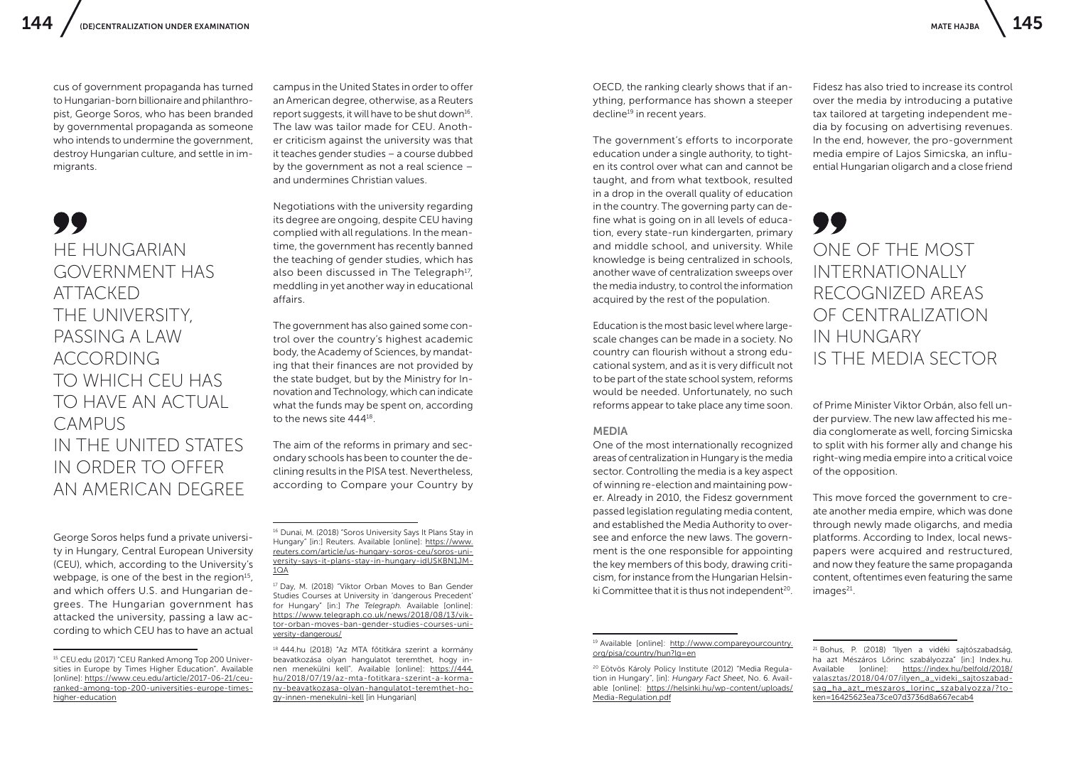cus of government propaganda has turned to Hungarian-born billionaire and philanthropist, George Soros, who has been branded by governmental propaganda as someone who intends to undermine the government, destroy Hungarian culture, and settle in immigrants.

> HE HUNGARIAN GOVERNMENT HAS ATTACKED THE UNIVERSITY, PASSING A LAW ACCORDING TO WHICH CEU HAS TO HAVE AN ACTUAL CAMPUS IN THE UNITED STATES IN ORDER TO OFFER AN AMERICAN DEGREE

George Soros helps fund a private university in Hungary, Central European University (CEU), which, according to the University's webpage, is one of the best in the region[15], and which offers U.S. and Hungarian degrees. The Hungarian government has attacked the university, passing a law according to which CEU has to have an actual campus in the United States in order to offer an American degree, otherwise, as a Reuters report suggests, it will have to be shut down[16]. The law was tailor made for CEU. Another criticism against the university was that it teaches gender studies – a course dubbed by the government as not a real science – and undermines Christian values.

Negotiations with the university regarding its degree are ongoing, despite CEU having complied with all regulations. In the meantime, the government has recently banned the teaching of gender studies, which has also been discussed in The Telegraph[17], meddling in yet another way in educational affairs.

The government has also gained some control over the country's highest academic body, the Academy of Sciences, by mandating that their finances are not provided by the state budget, but by the Ministry for Innovation and Technology, which can indicate what the funds may be spent on, according to the news site 444[18].

The aim of the reforms in primary and secondary schools has been to counter the declining results in the PISA test. Nevertheless, according to Compare your Country by OECD, the ranking clearly shows that if anything, performance has shown a steeper decline[19] in recent years.

The government's efforts to incorporate education under a single authority, to tighten its control over what can and cannot be taught, and from what textbook, resulted in a drop in the overall quality of education in the country. The governing party can define what is going on in all levels of education, every state-run kindergarten, primary and middle school, and university. While knowledge is being centralized in schools, another wave of centralization sweeps over the media industry, to control the information acquired by the rest of the population.

Education is the most basic level where large-scale changes can be made in a society. No country can flourish without a strong educational system, and as it is very difficult not to be part of the state school system, reforms would be needed. Unfortunately, no such reforms appear to take place any time soon.

## MEDIA

One of the most internationally recognized areas of centralization in Hungary is the media sector. Controlling the media is a key aspect of winning re-election and maintaining power. Already in 2010, the Fidesz government passed legislation regulating media content, and established the Media Authority to oversee and enforce the new laws. The government is the one responsible for appointing the key members of this body, drawing criticism, for instance from the Hungarian Helsinki Committee that it is thus not independent[20].

Fidesz has also tried to increase its control over the media by introducing a putative tax tailored at targeting independent media by focusing on advertising revenues. In the end, however, the pro-government media empire of Lajos Simicska, an influential Hungarian oligarch and a close friend of Prime Minister Viktor Orbán, also fell under purview. The new law affected his media conglomerate as well, forcing Simicska to split with his former ally and change his right-wing media empire into a critical voice of the opposition.

> ONE OF THE MOST INTERNATIONALLY RECOGNIZED AREAS OF CENTRALIZATION IN HUNGARY IS THE MEDIA SECTOR

This move forced the government to create another media empire, which was done through newly made oligarchs, and media platforms. According to Index, local newspapers were acquired and restructured, and now they feature the same propaganda content, oftentimes even featuring the same images[21].

---

[15] CEU.edu (2017) "CEU Ranked Among Top 200 Universities in Europe by Times Higher Education". Available [online]: https://www.ceu.edu/article/2017-06-21/ceu-ranked-among-top-200-universities-europe-times-higher-education

[16] Dunai, M. (2018) "Soros University Says It Plans Stay in Hungary" [in:] Reuters. Available [online]: https://www.reuters.com/article/us-hungary-soros-ceu/soros-university-says-it-plans-stay-in-hungary-idUSKBN1JM1QA

[17] Day, M. (2018) "Viktor Orban Moves to Ban Gender Studies Courses at University in 'dangerous Precedent' for Hungary" [in:] *The Telegraph*. Available [online]: https://www.telegraph.co.uk/news/2018/08/13/viktor-orban-moves-ban-gender-studies-courses-university-dangerous/

[18] 444.hu (2018) "Az MTA főtitkára szerint a kormány beavatkozása olyan hangulatot teremthet, hogy innen menekülni kell". Available [online]: https://444.hu/2018/07/19/az-mta-fotitkara-szerint-a-kormany-beavatkozasa-olyan-hangulatot-teremthet-hogy-innen-menekulni-kell [in Hungarian]

[19] Available [online]: http://www.compareyourcountry.org/pisa/country/hun?lg=en

[20] Eötvös Károly Policy Institute (2012) "Media Regulation in Hungary", [in]: *Hungary Fact Sheet*, No. 6. Available [online]: https://helsinki.hu/wp-content/uploads/Media-Regulation.pdf

[21] Bohus, P. (2018) "Ilyen a vidéki sajtószabadság, ha azt Mészáros Lőrinc szabályozza" [in:] Index.hu. Available [online]: https://index.hu/belfold/2018/valasztas/2018/04/07/ilyen_a_videki_sajtoszabadsag_ha_azt_meszaros_lorinc_szabalyozza/?token=16425623ea73ce07d3736d8a667ecab4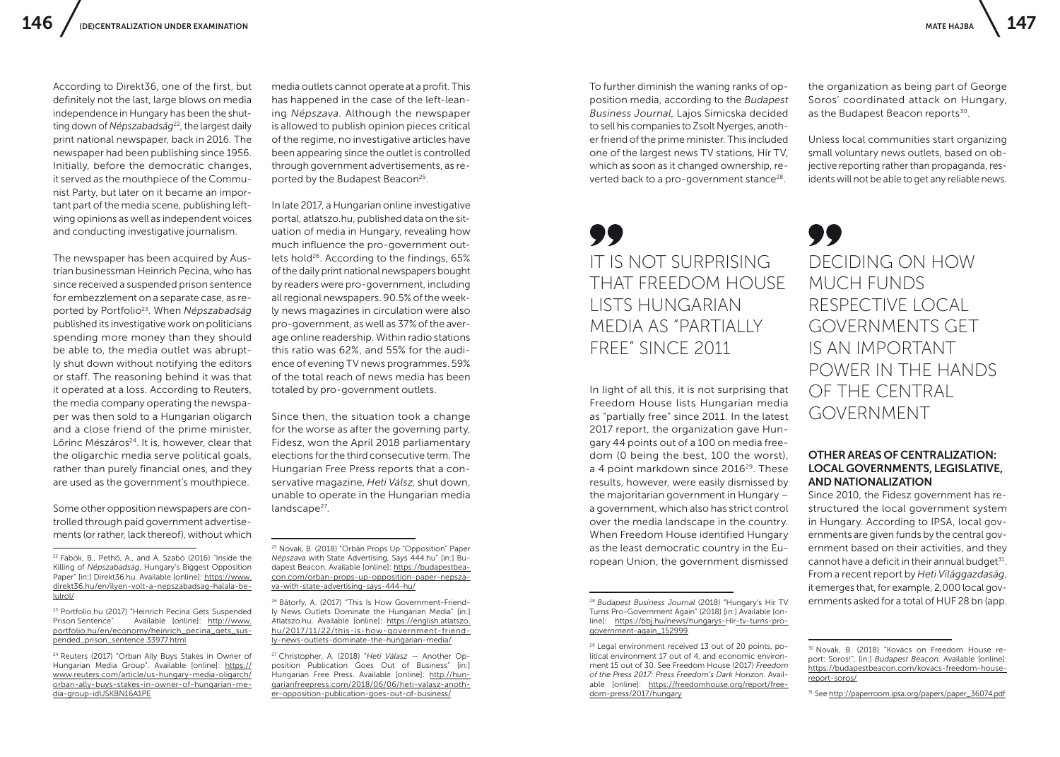According to Direkt36, one of the first, but definitely not the last, large blows on media independence in Hungary has been the shutting down of *Népszabadság*[22], the largest daily print national newspaper, back in 2016. The newspaper had been publishing since 1956. Initially, before the democratic changes, it served as the mouthpiece of the Communist Party, but later on it became an important part of the media scene, publishing leftwing opinions as well as independent voices and conducting investigative journalism.

The newspaper has been acquired by Austrian businessman Heinrich Pecina, who has since received a suspended prison sentence for embezzlement on a separate case, as reported by Portfolio[23]. When *Népszabadság* published its investigative work on politicians spending more money than they should be able to, the media outlet was abruptly shut down without notifying the editors or staff. The reasoning behind it was that it operated at a loss. According to Reuters, the media company operating the newspaper was then sold to a Hungarian oligarch and a close friend of the prime minister, Lőrinc Mészáros[24]. It is, however, clear that the oligarchic media serve political goals, rather than purely financial ones, and they are used as the government's mouthpiece.

Some other opposition newspapers are controlled through paid government advertisements (or rather, lack thereof), without which media outlets cannot operate at a profit. This has happened in the case of the left-leaning *Népszava*. Although the newspaper is allowed to publish opinion pieces critical of the regime, no investigative articles have been appearing since the outlet is controlled through government advertisements, as reported by the Budapest Beacon[25].

In late 2017, a Hungarian online investigative portal, atlatszo.hu, published data on the situation of media in Hungary, revealing how much influence the pro-government outlets hold[26]. According to the findings, 65% of the daily print national newspapers bought by readers were pro-government, including all regional newspapers. 90.5% of the weekly news magazines in circulation were also pro-government, as well as 37% of the average online readership. Within radio stations this ratio was 62%, and 55% for the audience of evening TV news programmes. 59% of the total reach of news media has been totaled by pro-government outlets.

Since then, the situation took a change for the worse as after the governing party, Fidesz, won the April 2018 parliamentary elections for the third consecutive term. The Hungarian Free Press reports that a conservative magazine, *Heti Válsz,* shut down, unable to operate in the Hungarian media landscape[27].

To further diminish the waning ranks of opposition media, according to the *Budapest Business Journal,* Lajos Simicska decided to sell his companies to Zsolt Nyerges, another friend of the prime minister. This included one of the largest news TV stations, Hír TV, which as soon as it changed ownership, reverted back to a pro-government stance[28].

> IT IS NOT SURPRISING THAT FREEDOM HOUSE LISTS HUNGARIAN MEDIA AS "PARTIALLY FREE" SINCE 2011

In light of all this, it is not surprising that Freedom House lists Hungarian media as "partially free" since 2011. In the latest 2017 report, the organization gave Hungary 44 points out of a 100 on media freedom (0 being the best, 100 the worst), a 4 point markdown since 2016[29]. These results, however, were easily dismissed by the majoritarian government in Hungary – a government, which also has strict control over the media landscape in the country. When Freedom House identified Hungary as the least democratic country in the European Union, the government dismissed the organization as being part of George Soros' coordinated attack on Hungary, as the Budapest Beacon reports[30].

Unless local communities start organizing small voluntary news outlets, based on objective reporting rather than propaganda, residents will not be able to get any reliable news.

> DECIDING ON HOW MUCH FUNDS RESPECTIVE LOCAL GOVERNMENTS GET IS AN IMPORTANT POWER IN THE HANDS OF THE CENTRAL GOVERNMENT

### OTHER AREAS OF CENTRALIZATION: LOCAL GOVERNMENTS, LEGISLATIVE, AND NATIONALIZATION

Since 2010, the Fidesz government has restructured the local government system in Hungary. According to IPSA, local governments are given funds by the central government based on their activities, and they cannot have a deficit in their annual budget[31]. From a recent report by *Heti Világgazdaság*, it emerges that, for example, 2,000 local governments asked for a total of HUF 28 bn (app.

---

[22] Fabók, B., Pethő, A., and A. Szabó (2016) "Inside the Killing of *Népszabadság*, Hungary's Biggest Opposition Paper" [in:] Direkt36.hu. Available [online]: https://www.direkt36.hu/en/ilyen-volt-a-nepszabadsag-halala-belulrol/

[23] Portfolio.hu (2017) "Heinrich Pecina Gets Suspended Prison Sentence". Available [online]: http://www.portfolio.hu/en/economy/heinrich_pecina_gets_suspended_prison_sentence.33977.html

[24] Reuters (2017) "Orban Ally Buys Stakes in Owner of Hungarian Media Group". Available [online]: https://www.reuters.com/article/us-hungary-media-oligarch/orban-ally-buys-stakes-in-owner-of-hungarian-media-group-idUSKBN16A1PE

[25] Novak, B. (2018) "Orbán Props Up "Opposition" Paper *Népszava* with State Advertising, Says 444.hu" [in:] Budapest Beacon. Available [online]: https://budapestbeacon.com/orban-props-up-opposition-paper-nepszava-with-state-advertising-says-444-hu/

[26] Bátorfy, A. (2017) "This Is How Government-Friendly News Outlets Dominate the Hungarian Media" [in:] Átlatszo.hu. Available [online]: https://english.atlatszo.hu/2017/11/22/this-is-how-government-friendly-news-outlets-dominate-the-hungarian-media/

[27] Christopher, A. (2018) "*Heti Válasz* — Another Opposition Publication Goes Out of Business" [in:] Hungarian Free Press. Available [online]: http://hungarianfreepress.com/2018/06/06/heti-valasz-another-opposition-publication-goes-out-of-business/

[28] *Budapest Business Journal* (2018) "Hungary's Hír TV Turns Pro-Government Again" (2018) [in:] Available [online]: https://bbj.hu/news/hungarys-Hír-tv-turns-pro-government-again_152999

[29] Legal environment received 13 out of 20 points, political environment 17 out of 4, and economic environment 15 out of 30. See Freedom House (2017) *Freedom of the Press 2017: Press Freedom's Dark Horizon*. Available [online]: https://freedomhouse.org/report/freedom-press/2017/hungary

[30] Novak, B. (2018) "Kovács on Freedom House report: Soros!", [in:] *Budapest Beacon.* Available [online]: https://budapestbeacon.com/kovacs-freedom-house-report-soros/

[31] See http://paperroom.ipsa.org/papers/paper_36074.pdf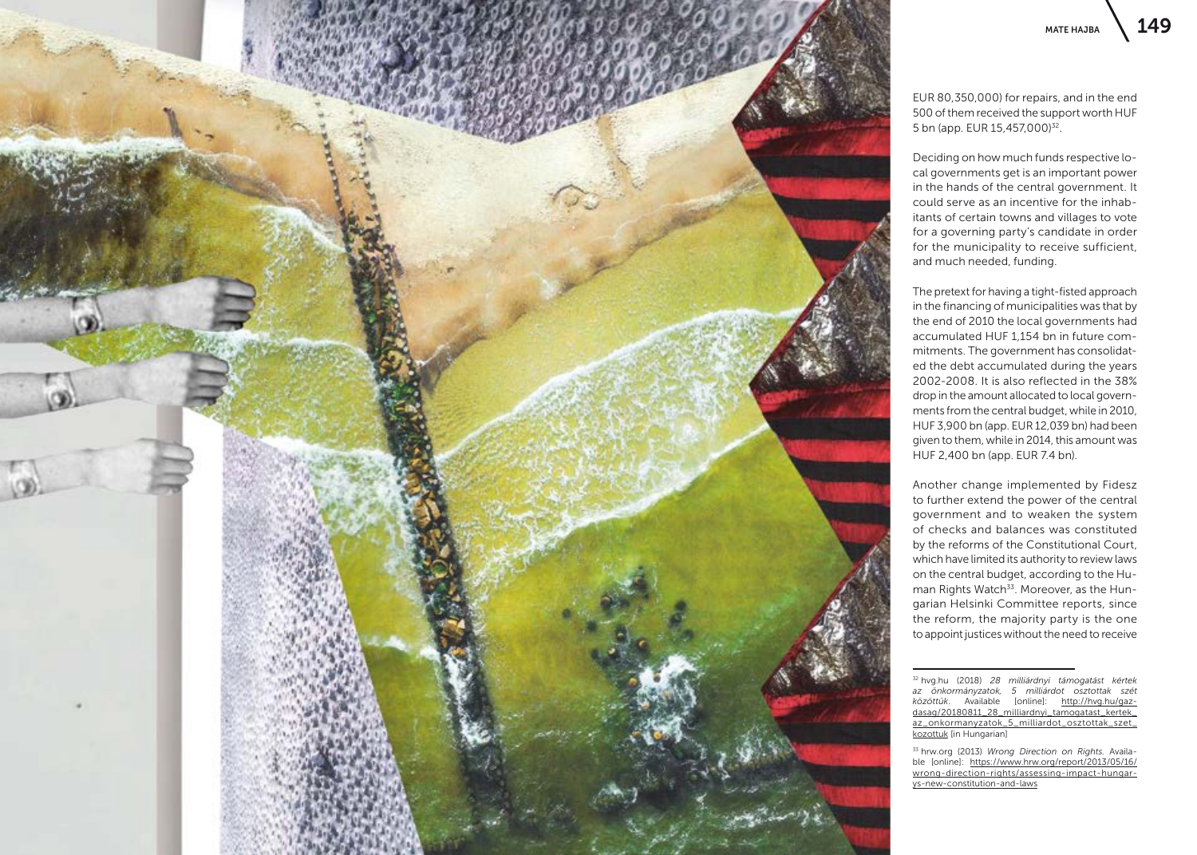EUR 80,350,000) for repairs, and in the end 500 of them received the support worth HUF 5 bn (app. EUR 15,457,000)[32].

Deciding on how much funds respective local governments get is an important power in the hands of the central government. It could serve as an incentive for the inhabitants of certain towns and villages to vote for a governing party's candidate in order for the municipality to receive sufficient, and much needed, funding.

The pretext for having a tight-fisted approach in the financing of municipalities was that by the end of 2010 the local governments had accumulated HUF 1,154 bn in future commitments. The government has consolidated the debt accumulated during the years 2002-2008. It is also reflected in the 38% drop in the amount allocated to local governments from the central budget, while in 2010, HUF 3,900 bn (app. EUR 12,039 bn) had been given to them, while in 2014, this amount was HUF 2,400 bn (app. EUR 7.4 bn).

Another change implemented by Fidesz to further extend the power of the central government and to weaken the system of checks and balances was constituted by the reforms of the Constitutional Court, which have limited its authority to review laws on the central budget, according to the Human Rights Watch[33]. Moreover, as the Hungarian Helsinki Committee reports, since the reform, the majority party is the one to appoint justices without the need to receive

---

[32] hvg.hu (2018) *28 milliárdnyi támogatást kértek az önkormányzatok, 5 milliárdot osztottak szét közöttük.* Available [online]: http://hvg.hu/gazdasag/20180811_28_milliardnyi_tamogatast_kertek_az_onkormanyzatok_5_milliardot_osztottak_szet_kozottuk [in Hungarian]

[33] hrw.org (2013) *Wrong Direction on Rights.* Available [online]: https://www.hrw.org/report/2013/05/16/wrong-direction-rights/assessing-impact-hungarys-new-constitution-and-laws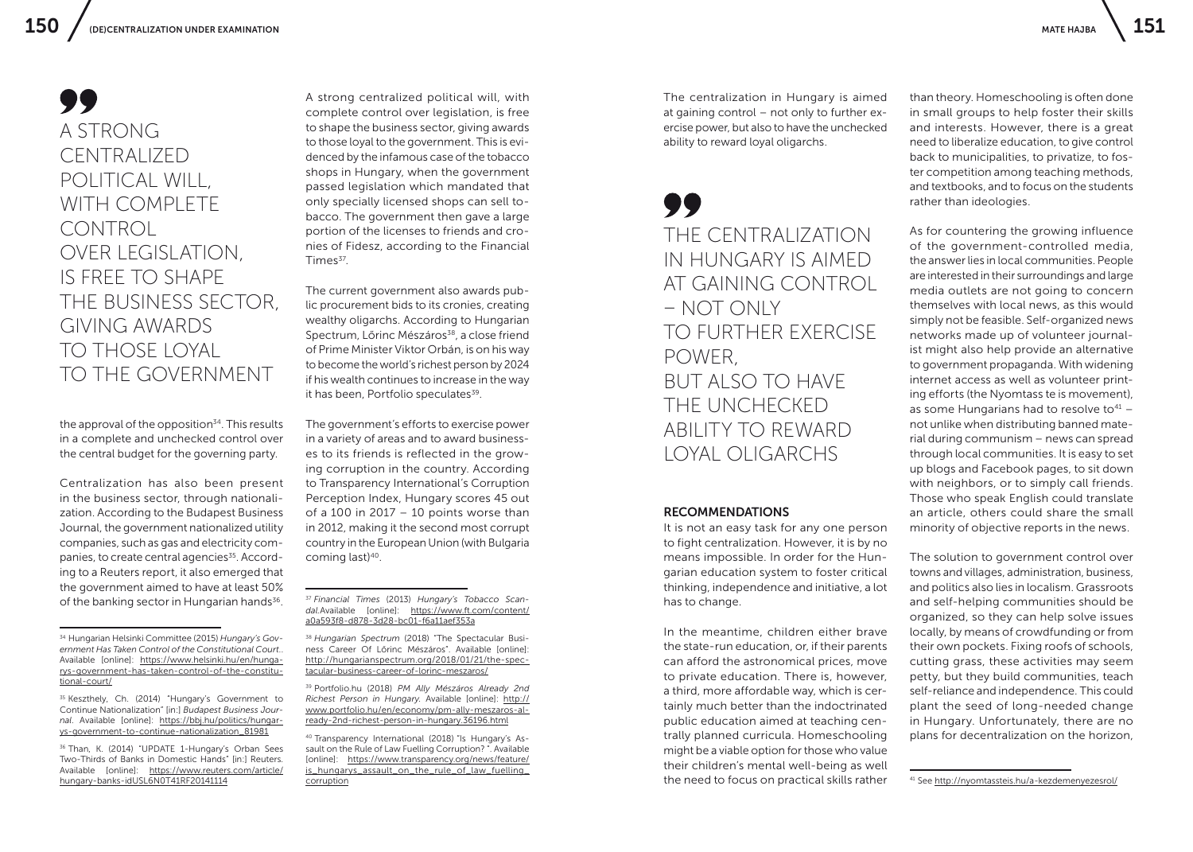> A STRONG CENTRALIZED POLITICAL WILL, WITH COMPLETE CONTROL OVER LEGISLATION, IS FREE TO SHAPE THE BUSINESS SECTOR, GIVING AWARDS TO THOSE LOYAL TO THE GOVERNMENT

the approval of the opposition[34]. This results in a complete and unchecked control over the central budget for the governing party.

Centralization has also been present in the business sector, through nationalization. According to the Budapest Business Journal, the government nationalized utility companies, such as gas and electricity companies, to create central agencies[35]. According to a Reuters report, it also emerged that the government aimed to have at least 50% of the banking sector in Hungarian hands[36].

A strong centralized political will, with complete control over legislation, is free to shape the business sector, giving awards to those loyal to the government. This is evidenced by the infamous case of the tobacco shops in Hungary, when the government passed legislation which mandated that only specially licensed shops can sell tobacco. The government then gave a large portion of the licenses to friends and cronies of Fidesz, according to the Financial Times[37].

The current government also awards public procurement bids to its cronies, creating wealthy oligarchs. According to Hungarian Spectrum, Lőrinc Mészáros[38], a close friend of Prime Minister Viktor Orbán, is on his way to become the world's richest person by 2024 if his wealth continues to increase in the way it has been, Portfolio speculates[39].

The government's efforts to exercise power in a variety of areas and to award businesses to its friends is reflected in the growing corruption in the country. According to Transparency International's Corruption Perception Index, Hungary scores 45 out of a 100 in 2017 – 10 points worse than in 2012, making it the second most corrupt country in the European Union (with Bulgaria coming last)[40].

The centralization in Hungary is aimed at gaining control – not only to further exercise power, but also to have the unchecked ability to reward loyal oligarchs.

> THE CENTRALIZATION IN HUNGARY IS AIMED AT GAINING CONTROL – NOT ONLY TO FURTHER EXERCISE POWER, BUT ALSO TO HAVE THE UNCHECKED ABILITY TO REWARD LOYAL OLIGARCHS

## RECOMMENDATIONS

It is not an easy task for any one person to fight centralization. However, it is by no means impossible. In order for the Hungarian education system to foster critical thinking, independence and initiative, a lot has to change.

In the meantime, children either brave the state-run education, or, if their parents can afford the astronomical prices, move to private education. There is, however, a third, more affordable way, which is certainly much better than the indoctrinated public education aimed at teaching centrally planned curricula. Homeschooling might be a viable option for those who value their children's mental well-being as well the need to focus on practical skills rather than theory. Homeschooling is often done in small groups to help foster their skills and interests. However, there is a great need to liberalize education, to give control back to municipalities, to privatize, to foster competition among teaching methods, and textbooks, and to focus on the students rather than ideologies.

As for countering the growing influence of the government-controlled media, the answer lies in local communities. People are interested in their surroundings and large media outlets are not going to concern themselves with local news, as this would simply not be feasible. Self-organized news networks made up of volunteer journalist might also help provide an alternative to government propaganda. With widening internet access as well as volunteer printing efforts (the Nyomtass te is movement), as some Hungarians had to resolve to[41] – not unlike when distributing banned material during communism – news can spread through local communities. It is easy to set up blogs and Facebook pages, to sit down with neighbors, or to simply call friends. Those who speak English could translate an article, others could share the small minority of objective reports in the news.

The solution to government control over towns and villages, administration, business, and politics also lies in localism. Grassroots and self-helping communities should be organized, so they can help solve issues locally, by means of crowdfunding or from their own pockets. Fixing roofs of schools, cutting grass, these activities may seem petty, but they build communities, teach self-reliance and independence. This could plant the seed of long-needed change in Hungary. Unfortunately, there are no plans for decentralization on the horizon,

---

[34] Hungarian Helsinki Committee (2015) *Hungary's Government Has Taken Control of the Constitutional Court.*. Available [online]: https://www.helsinki.hu/en/hungarys-government-has-taken-control-of-the-constitutional-court/

[35] Keszthely, Ch. (2014) "Hungary's Government to Continue Nationalization" [in:] *Budapest Business Journal*. Available [online]: https://bbj.hu/politics/hungarys-government-to-continue-nationalization_81981

[36] Than, K. (2014) "UPDATE 1-Hungary's Orban Sees Two-Thirds of Banks in Domestic Hands" [in:] Reuters. Available [online]: https://www.reuters.com/article/hungary-banks-idUSL6N0T41RF20141114

[37] *Financial Times* (2013) *Hungary's Tobacco Scandal.*Available [online]: https://www.ft.com/content/a0a593f8-d878-3d28-bc01-f6a11aef353a

[38] *Hungarian Spectrum* (2018) "The Spectacular Business Career Of Lőrinc Mészáros". Available [online]: http://hungarianspectrum.org/2018/01/21/the-spectacular-business-career-of-lorinc-meszaros/

[39] Portfolio.hu (2018) *PM Ally Mészáros Already 2nd Richest Person in Hungary.* Available [online]: http://www.portfolio.hu/en/economy/pm-ally-meszaros-already-2nd-richest-person-in-hungary.36196.html

[40] Transparency International (2018) "Is Hungary's Assault on the Rule of Law Fuelling Corruption? ". Available [online]: https://www.transparency.org/news/feature/is_hungarys_assault_on_the_rule_of_law_fuelling_corruption

[41] See http://nyomtassteis.hu/a-kezdemenyezesrol/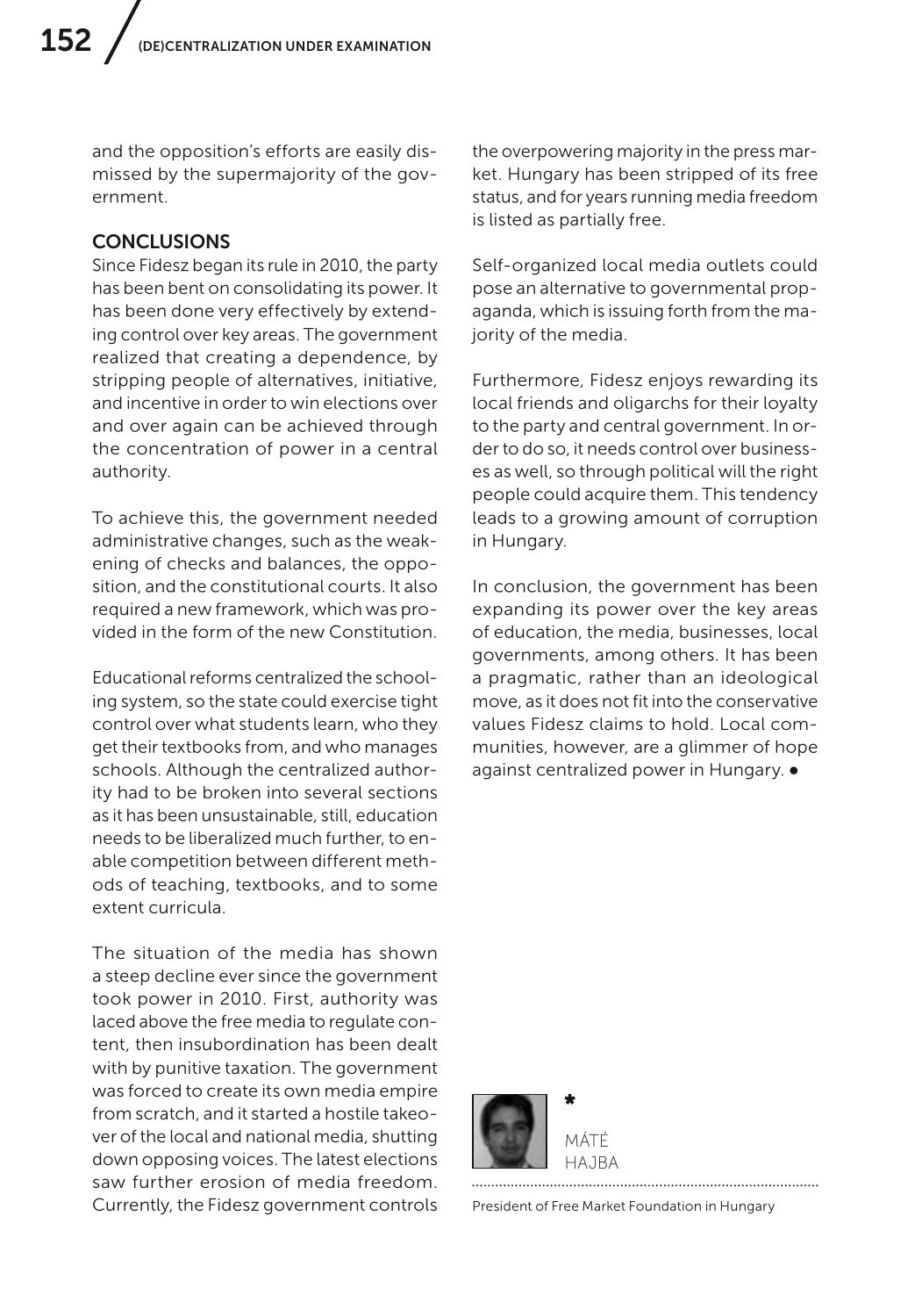and the opposition's efforts are easily dismissed by the supermajority of the government.

## CONCLUSIONS

Since Fidesz began its rule in 2010, the party has been bent on consolidating its power. It has been done very effectively by extending control over key areas. The government realized that creating a dependence, by stripping people of alternatives, initiative, and incentive in order to win elections over and over again can be achieved through the concentration of power in a central authority.

To achieve this, the government needed administrative changes, such as the weakening of checks and balances, the opposition, and the constitutional courts. It also required a new framework, which was provided in the form of the new Constitution.

Educational reforms centralized the schooling system, so the state could exercise tight control over what students learn, who they get their textbooks from, and who manages schools. Although the centralized authority had to be broken into several sections as it has been unsustainable, still, education needs to be liberalized much further, to enable competition between different methods of teaching, textbooks, and to some extent curricula.

The situation of the media has shown a steep decline ever since the government took power in 2010. First, authority was laced above the free media to regulate content, then insubordination has been dealt with by punitive taxation. The government was forced to create its own media empire from scratch, and it started a hostile takeover of the local and national media, shutting down opposing voices. The latest elections saw further erosion of media freedom. Currently, the Fidesz government controls the overpowering majority in the press market. Hungary has been stripped of its free status, and for years running media freedom is listed as partially free.

Self-organized local media outlets could pose an alternative to governmental propaganda, which is issuing forth from the majority of the media.

Furthermore, Fidesz enjoys rewarding its local friends and oligarchs for their loyalty to the party and central government. In order to do so, it needs control over businesses as well, so through political will the right people could acquire them. This tendency leads to a growing amount of corruption in Hungary.

In conclusion, the government has been expanding its power over the key areas of education, the media, businesses, local governments, among others. It has been a pragmatic, rather than an ideological move, as it does not fit into the conservative values Fidesz claims to hold. Local communities, however, are a glimmer of hope against centralized power in Hungary. ●

*

MÁTÉ HAJBA

President of Free Market Foundation in Hungary